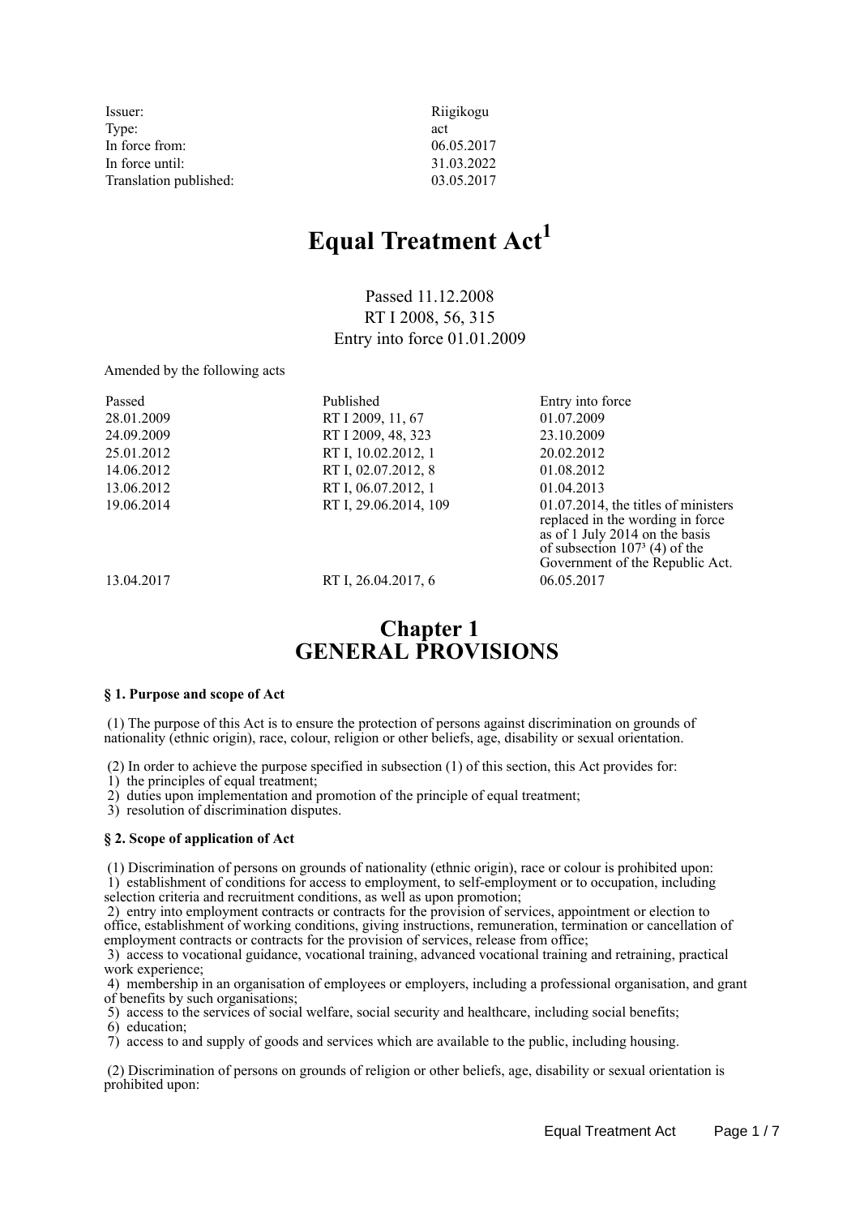| | |
|---|---|
| Issuer: | Riigikogu |
| Type: | act |
| In force from: | 06.05.2017 |
| In force until: | 31.03.2022 |
| Translation published: | 03.05.2017 |

# Equal Treatment Act[1]

Passed 11.12.2008
RT I 2008, 56, 315
Entry into force 01.01.2009

Amended by the following acts

| Passed | Published | Entry into force |
|---|---|---|
| 28.01.2009 | RT I 2009, 11, 67 | 01.07.2009 |
| 24.09.2009 | RT I 2009, 48, 323 | 23.10.2009 |
| 25.01.2012 | RT I, 10.02.2012, 1 | 20.02.2012 |
| 14.06.2012 | RT I, 02.07.2012, 8 | 01.08.2012 |
| 13.06.2012 | RT I, 06.07.2012, 1 | 01.04.2013 |
| 19.06.2014 | RT I, 29.06.2014, 109 | 01.07.2014, the titles of ministers replaced in the wording in force as of 1 July 2014 on the basis of subsection $107^3$ (4) of the Government of the Republic Act. |
| 13.04.2017 | RT I, 26.04.2017, 6 | 06.05.2017 |

## Chapter 1 GENERAL PROVISIONS

### § 1. Purpose and scope of Act

(1) The purpose of this Act is to ensure the protection of persons against discrimination on grounds of nationality (ethnic origin), race, colour, religion or other beliefs, age, disability or sexual orientation.

(2) In order to achieve the purpose specified in subsection (1) of this section, this Act provides for:
1) the principles of equal treatment;
2) duties upon implementation and promotion of the principle of equal treatment;
3) resolution of discrimination disputes.

### § 2. Scope of application of Act

(1) Discrimination of persons on grounds of nationality (ethnic origin), race or colour is prohibited upon:
1) establishment of conditions for access to employment, to self-employment or to occupation, including selection criteria and recruitment conditions, as well as upon promotion;
2) entry into employment contracts or contracts for the provision of services, appointment or election to office, establishment of working conditions, giving instructions, remuneration, termination or cancellation of employment contracts or contracts for the provision of services, release from office;
3) access to vocational guidance, vocational training, advanced vocational training and retraining, practical work experience;
4) membership in an organisation of employees or employers, including a professional organisation, and grant of benefits by such organisations;
5) access to the services of social welfare, social security and healthcare, including social benefits;
6) education;
7) access to and supply of goods and services which are available to the public, including housing.

(2) Discrimination of persons on grounds of religion or other beliefs, age, disability or sexual orientation is prohibited upon: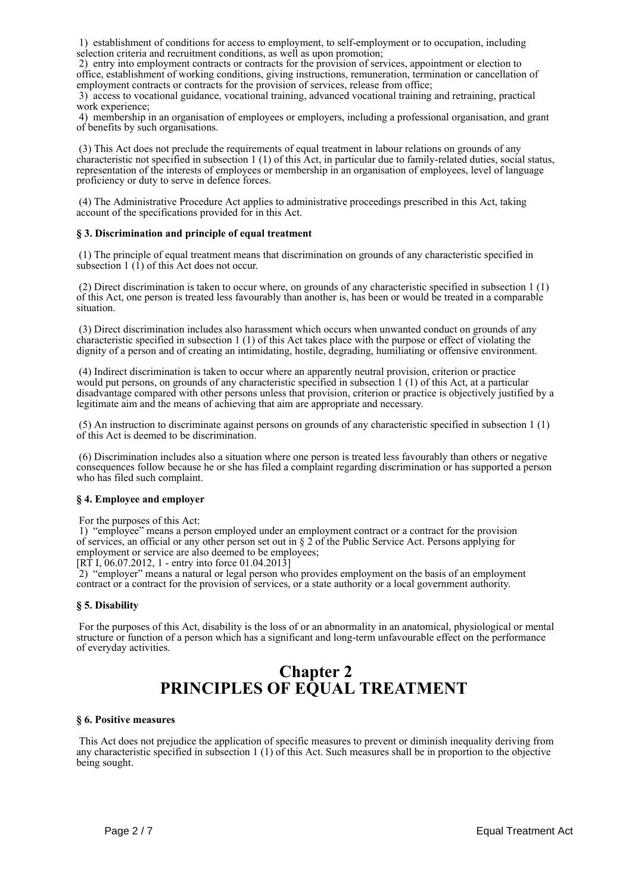1) establishment of conditions for access to employment, to self-employment or to occupation, including selection criteria and recruitment conditions, as well as upon promotion;
2) entry into employment contracts or contracts for the provision of services, appointment or election to office, establishment of working conditions, giving instructions, remuneration, termination or cancellation of employment contracts or contracts for the provision of services, release from office;
3) access to vocational guidance, vocational training, advanced vocational training and retraining, practical work experience;
4) membership in an organisation of employees or employers, including a professional organisation, and grant of benefits by such organisations.

(3) This Act does not preclude the requirements of equal treatment in labour relations on grounds of any characteristic not specified in subsection 1 (1) of this Act, in particular due to family-related duties, social status, representation of the interests of employees or membership in an organisation of employees, level of language proficiency or duty to serve in defence forces.

(4) The Administrative Procedure Act applies to administrative proceedings prescribed in this Act, taking account of the specifications provided for in this Act.

#### § 3. Discrimination and principle of equal treatment

(1) The principle of equal treatment means that discrimination on grounds of any characteristic specified in subsection 1 (1) of this Act does not occur.

(2) Direct discrimination is taken to occur where, on grounds of any characteristic specified in subsection 1 (1) of this Act, one person is treated less favourably than another is, has been or would be treated in a comparable situation.

(3) Direct discrimination includes also harassment which occurs when unwanted conduct on grounds of any characteristic specified in subsection 1 (1) of this Act takes place with the purpose or effect of violating the dignity of a person and of creating an intimidating, hostile, degrading, humiliating or offensive environment.

(4) Indirect discrimination is taken to occur where an apparently neutral provision, criterion or practice would put persons, on grounds of any characteristic specified in subsection 1 (1) of this Act, at a particular disadvantage compared with other persons unless that provision, criterion or practice is objectively justified by a legitimate aim and the means of achieving that aim are appropriate and necessary.

(5) An instruction to discriminate against persons on grounds of any characteristic specified in subsection 1 (1) of this Act is deemed to be discrimination.

(6) Discrimination includes also a situation where one person is treated less favourably than others or negative consequences follow because he or she has filed a complaint regarding discrimination or has supported a person who has filed such complaint.

#### § 4. Employee and employer

For the purposes of this Act:
1) "employee" means a person employed under an employment contract or a contract for the provision of services, an official or any other person set out in § 2 of the Public Service Act. Persons applying for employment or service are also deemed to be employees;
[RT I, 06.07.2012, 1 - entry into force 01.04.2013]
2) "employer" means a natural or legal person who provides employment on the basis of an employment contract or a contract for the provision of services, or a state authority or a local government authority.

#### § 5. Disability

For the purposes of this Act, disability is the loss of or an abnormality in an anatomical, physiological or mental structure or function of a person which has a significant and long-term unfavourable effect on the performance of everyday activities.

## Chapter 2
## PRINCIPLES OF EQUAL TREATMENT

#### § 6. Positive measures

This Act does not prejudice the application of specific measures to prevent or diminish inequality deriving from any characteristic specified in subsection 1 (1) of this Act. Such measures shall be in proportion to the objective being sought.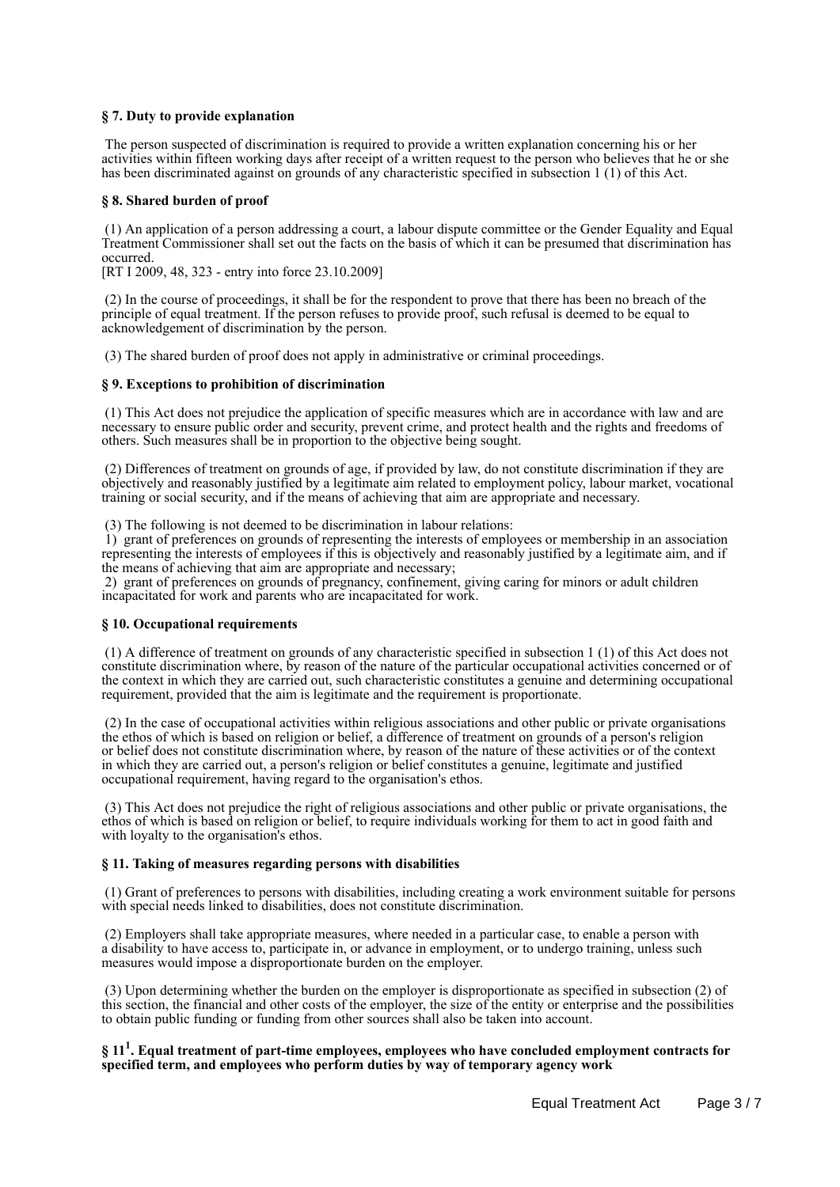### § 7. Duty to provide explanation

The person suspected of discrimination is required to provide a written explanation concerning his or her activities within fifteen working days after receipt of a written request to the person who believes that he or she has been discriminated against on grounds of any characteristic specified in subsection 1 (1) of this Act.

### § 8. Shared burden of proof

(1) An application of a person addressing a court, a labour dispute committee or the Gender Equality and Equal Treatment Commissioner shall set out the facts on the basis of which it can be presumed that discrimination has occurred.
[RT I 2009, 48, 323 - entry into force 23.10.2009]

(2) In the course of proceedings, it shall be for the respondent to prove that there has been no breach of the principle of equal treatment. If the person refuses to provide proof, such refusal is deemed to be equal to acknowledgement of discrimination by the person.

(3) The shared burden of proof does not apply in administrative or criminal proceedings.

### § 9. Exceptions to prohibition of discrimination

(1) This Act does not prejudice the application of specific measures which are in accordance with law and are necessary to ensure public order and security, prevent crime, and protect health and the rights and freedoms of others. Such measures shall be in proportion to the objective being sought.

(2) Differences of treatment on grounds of age, if provided by law, do not constitute discrimination if they are objectively and reasonably justified by a legitimate aim related to employment policy, labour market, vocational training or social security, and if the means of achieving that aim are appropriate and necessary.

(3) The following is not deemed to be discrimination in labour relations:
1) grant of preferences on grounds of representing the interests of employees or membership in an association representing the interests of employees if this is objectively and reasonably justified by a legitimate aim, and if the means of achieving that aim are appropriate and necessary;
2) grant of preferences on grounds of pregnancy, confinement, giving caring for minors or adult children incapacitated for work and parents who are incapacitated for work.

### § 10. Occupational requirements

(1) A difference of treatment on grounds of any characteristic specified in subsection 1 (1) of this Act does not constitute discrimination where, by reason of the nature of the particular occupational activities concerned or of the context in which they are carried out, such characteristic constitutes a genuine and determining occupational requirement, provided that the aim is legitimate and the requirement is proportionate.

(2) In the case of occupational activities within religious associations and other public or private organisations the ethos of which is based on religion or belief, a difference of treatment on grounds of a person's religion or belief does not constitute discrimination where, by reason of the nature of these activities or of the context in which they are carried out, a person's religion or belief constitutes a genuine, legitimate and justified occupational requirement, having regard to the organisation's ethos.

(3) This Act does not prejudice the right of religious associations and other public or private organisations, the ethos of which is based on religion or belief, to require individuals working for them to act in good faith and with loyalty to the organisation's ethos.

### § 11. Taking of measures regarding persons with disabilities

(1) Grant of preferences to persons with disabilities, including creating a work environment suitable for persons with special needs linked to disabilities, does not constitute discrimination.

(2) Employers shall take appropriate measures, where needed in a particular case, to enable a person with a disability to have access to, participate in, or advance in employment, or to undergo training, unless such measures would impose a disproportionate burden on the employer.

(3) Upon determining whether the burden on the employer is disproportionate as specified in subsection (2) of this section, the financial and other costs of the employer, the size of the entity or enterprise and the possibilities to obtain public funding or funding from other sources shall also be taken into account.

### § 11[1]. Equal treatment of part-time employees, employees who have concluded employment contracts for specified term, and employees who perform duties by way of temporary agency work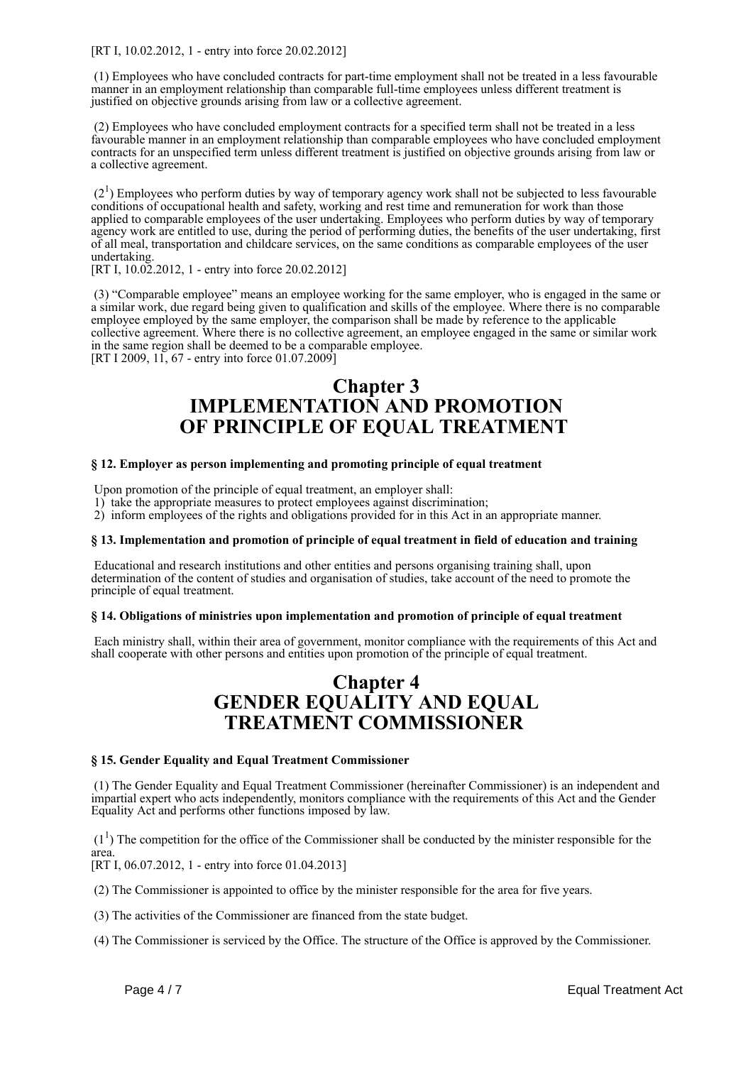[RT I, 10.02.2012, 1 - entry into force 20.02.2012]

(1) Employees who have concluded contracts for part-time employment shall not be treated in a less favourable manner in an employment relationship than comparable full-time employees unless different treatment is justified on objective grounds arising from law or a collective agreement.

(2) Employees who have concluded employment contracts for a specified term shall not be treated in a less favourable manner in an employment relationship than comparable employees who have concluded employment contracts for an unspecified term unless different treatment is justified on objective grounds arising from law or a collective agreement.

($2^1$) Employees who perform duties by way of temporary agency work shall not be subjected to less favourable conditions of occupational health and safety, working and rest time and remuneration for work than those applied to comparable employees of the user undertaking. Employees who perform duties by way of temporary agency work are entitled to use, during the period of performing duties, the benefits of the user undertaking, first of all meal, transportation and childcare services, on the same conditions as comparable employees of the user undertaking.
[RT I, 10.02.2012, 1 - entry into force 20.02.2012]

(3) "Comparable employee" means an employee working for the same employer, who is engaged in the same or a similar work, due regard being given to qualification and skills of the employee. Where there is no comparable employee employed by the same employer, the comparison shall be made by reference to the applicable collective agreement. Where there is no collective agreement, an employee engaged in the same or similar work in the same region shall be deemed to be a comparable employee.
[RT I 2009, 11, 67 - entry into force 01.07.2009]

# Chapter 3
# IMPLEMENTATION AND PROMOTION OF PRINCIPLE OF EQUAL TREATMENT

### § 12. Employer as person implementing and promoting principle of equal treatment

Upon promotion of the principle of equal treatment, an employer shall:
1) take the appropriate measures to protect employees against discrimination;
2) inform employees of the rights and obligations provided for in this Act in an appropriate manner.

### § 13. Implementation and promotion of principle of equal treatment in field of education and training

Educational and research institutions and other entities and persons organising training shall, upon determination of the content of studies and organisation of studies, take account of the need to promote the principle of equal treatment.

### § 14. Obligations of ministries upon implementation and promotion of principle of equal treatment

Each ministry shall, within their area of government, monitor compliance with the requirements of this Act and shall cooperate with other persons and entities upon promotion of the principle of equal treatment.

# Chapter 4
# GENDER EQUALITY AND EQUAL TREATMENT COMMISSIONER

### § 15. Gender Equality and Equal Treatment Commissioner

(1) The Gender Equality and Equal Treatment Commissioner (hereinafter Commissioner) is an independent and impartial expert who acts independently, monitors compliance with the requirements of this Act and the Gender Equality Act and performs other functions imposed by law.

($1^1$) The competition for the office of the Commissioner shall be conducted by the minister responsible for the area.
[RT I, 06.07.2012, 1 - entry into force 01.04.2013]

(2) The Commissioner is appointed to office by the minister responsible for the area for five years.

(3) The activities of the Commissioner are financed from the state budget.

(4) The Commissioner is serviced by the Office. The structure of the Office is approved by the Commissioner.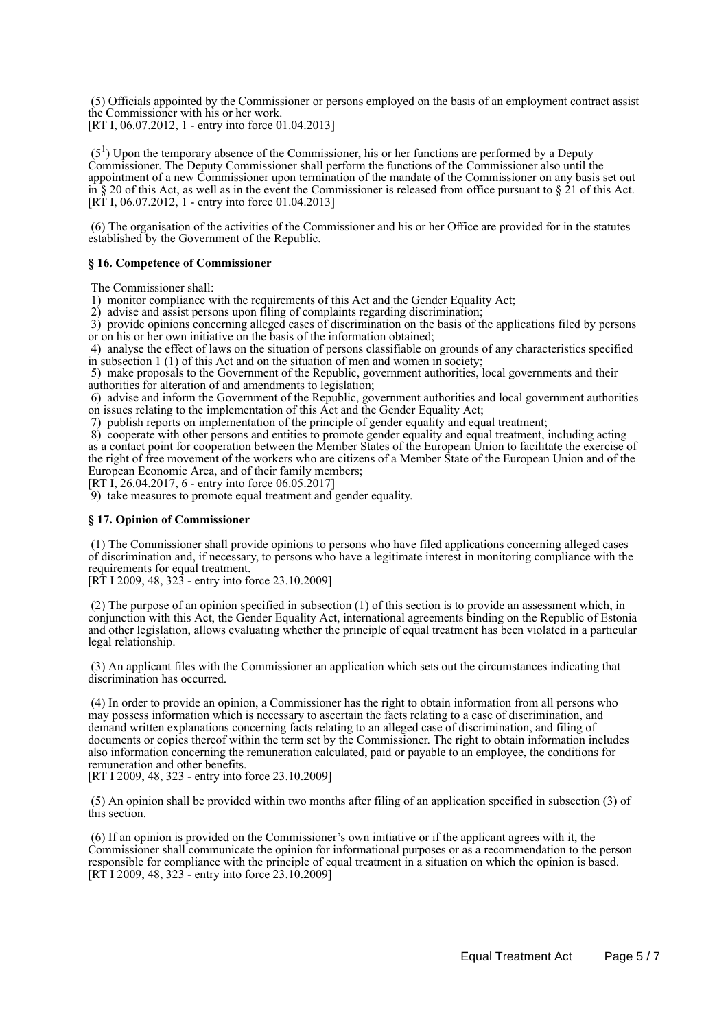(5) Officials appointed by the Commissioner or persons employed on the basis of an employment contract assist the Commissioner with his or her work.
[RT I, 06.07.2012, 1 - entry into force 01.04.2013]

($5^1$) Upon the temporary absence of the Commissioner, his or her functions are performed by a Deputy Commissioner. The Deputy Commissioner shall perform the functions of the Commissioner also until the appointment of a new Commissioner upon termination of the mandate of the Commissioner on any basis set out in § 20 of this Act, as well as in the event the Commissioner is released from office pursuant to § 21 of this Act.
[RT I, 06.07.2012, 1 - entry into force 01.04.2013]

(6) The organisation of the activities of the Commissioner and his or her Office are provided for in the statutes established by the Government of the Republic.

**§ 16. Competence of Commissioner**

The Commissioner shall:
1) monitor compliance with the requirements of this Act and the Gender Equality Act;
2) advise and assist persons upon filing of complaints regarding discrimination;
3) provide opinions concerning alleged cases of discrimination on the basis of the applications filed by persons or on his or her own initiative on the basis of the information obtained;
4) analyse the effect of laws on the situation of persons classifiable on grounds of any characteristics specified in subsection 1 (1) of this Act and on the situation of men and women in society;
5) make proposals to the Government of the Republic, government authorities, local governments and their authorities for alteration of and amendments to legislation;
6) advise and inform the Government of the Republic, government authorities and local government authorities on issues relating to the implementation of this Act and the Gender Equality Act;
7) publish reports on implementation of the principle of gender equality and equal treatment;
8) cooperate with other persons and entities to promote gender equality and equal treatment, including acting as a contact point for cooperation between the Member States of the European Union to facilitate the exercise of the right of free movement of the workers who are citizens of a Member State of the European Union and of the European Economic Area, and of their family members;
[RT I, 26.04.2017, 6 - entry into force 06.05.2017]
9) take measures to promote equal treatment and gender equality.

**§ 17. Opinion of Commissioner**

(1) The Commissioner shall provide opinions to persons who have filed applications concerning alleged cases of discrimination and, if necessary, to persons who have a legitimate interest in monitoring compliance with the requirements for equal treatment.
[RT I 2009, 48, 323 - entry into force 23.10.2009]

(2) The purpose of an opinion specified in subsection (1) of this section is to provide an assessment which, in conjunction with this Act, the Gender Equality Act, international agreements binding on the Republic of Estonia and other legislation, allows evaluating whether the principle of equal treatment has been violated in a particular legal relationship.

(3) An applicant files with the Commissioner an application which sets out the circumstances indicating that discrimination has occurred.

(4) In order to provide an opinion, a Commissioner has the right to obtain information from all persons who may possess information which is necessary to ascertain the facts relating to a case of discrimination, and demand written explanations concerning facts relating to an alleged case of discrimination, and filing of documents or copies thereof within the term set by the Commissioner. The right to obtain information includes also information concerning the remuneration calculated, paid or payable to an employee, the conditions for remuneration and other benefits.
[RT I 2009, 48, 323 - entry into force 23.10.2009]

(5) An opinion shall be provided within two months after filing of an application specified in subsection (3) of this section.

(6) If an opinion is provided on the Commissioner's own initiative or if the applicant agrees with it, the Commissioner shall communicate the opinion for informational purposes or as a recommendation to the person responsible for compliance with the principle of equal treatment in a situation on which the opinion is based.
[RT I 2009, 48, 323 - entry into force 23.10.2009]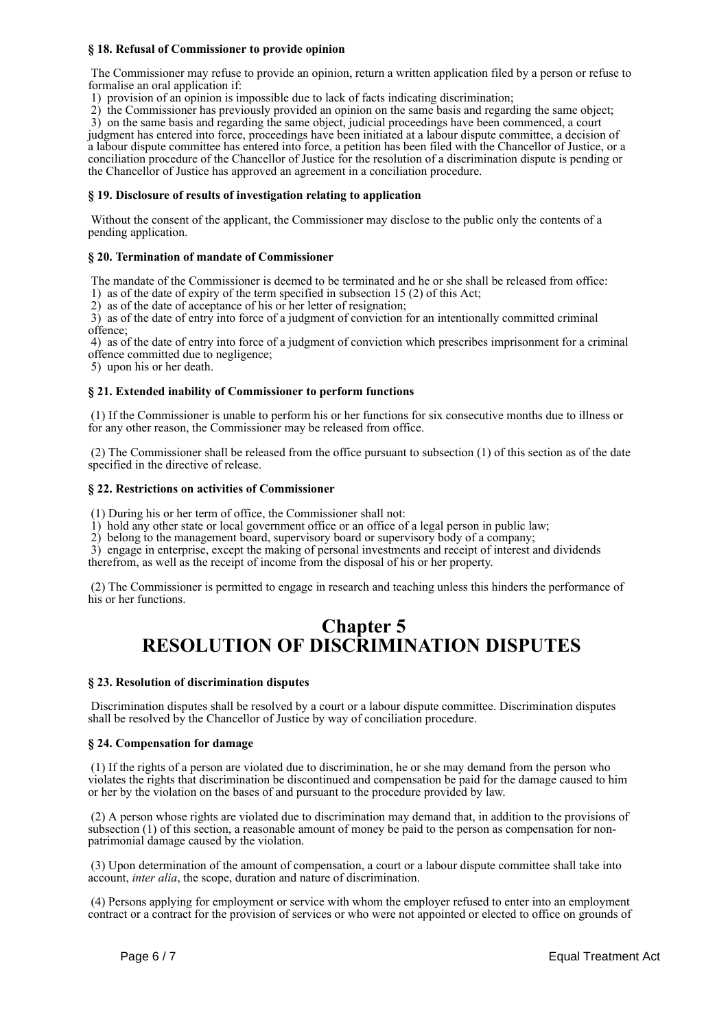### § 18. Refusal of Commissioner to provide opinion

The Commissioner may refuse to provide an opinion, return a written application filed by a person or refuse to formalise an oral application if:

1) provision of an opinion is impossible due to lack of facts indicating discrimination;
2) the Commissioner has previously provided an opinion on the same basis and regarding the same object;
3) on the same basis and regarding the same object, judicial proceedings have been commenced, a court judgment has entered into force, proceedings have been initiated at a labour dispute committee, a decision of a labour dispute committee has entered into force, a petition has been filed with the Chancellor of Justice, or a conciliation procedure of the Chancellor of Justice for the resolution of a discrimination dispute is pending or the Chancellor of Justice has approved an agreement in a conciliation procedure.

### § 19. Disclosure of results of investigation relating to application

Without the consent of the applicant, the Commissioner may disclose to the public only the contents of a pending application.

### § 20. Termination of mandate of Commissioner

The mandate of the Commissioner is deemed to be terminated and he or she shall be released from office:

1) as of the date of expiry of the term specified in subsection 15 (2) of this Act;
2) as of the date of acceptance of his or her letter of resignation;
3) as of the date of entry into force of a judgment of conviction for an intentionally committed criminal offence;
4) as of the date of entry into force of a judgment of conviction which prescribes imprisonment for a criminal offence committed due to negligence;
5) upon his or her death.

### § 21. Extended inability of Commissioner to perform functions

(1) If the Commissioner is unable to perform his or her functions for six consecutive months due to illness or for any other reason, the Commissioner may be released from office.

(2) The Commissioner shall be released from the office pursuant to subsection (1) of this section as of the date specified in the directive of release.

### § 22. Restrictions on activities of Commissioner

(1) During his or her term of office, the Commissioner shall not:

1) hold any other state or local government office or an office of a legal person in public law;
2) belong to the management board, supervisory board or supervisory body of a company;
3) engage in enterprise, except the making of personal investments and receipt of interest and dividends therefrom, as well as the receipt of income from the disposal of his or her property.

(2) The Commissioner is permitted to engage in research and teaching unless this hinders the performance of his or her functions.

## Chapter 5
## RESOLUTION OF DISCRIMINATION DISPUTES

### § 23. Resolution of discrimination disputes

Discrimination disputes shall be resolved by a court or a labour dispute committee. Discrimination disputes shall be resolved by the Chancellor of Justice by way of conciliation procedure.

### § 24. Compensation for damage

(1) If the rights of a person are violated due to discrimination, he or she may demand from the person who violates the rights that discrimination be discontinued and compensation be paid for the damage caused to him or her by the violation on the bases of and pursuant to the procedure provided by law.

(2) A person whose rights are violated due to discrimination may demand that, in addition to the provisions of subsection (1) of this section, a reasonable amount of money be paid to the person as compensation for non-patrimonial damage caused by the violation.

(3) Upon determination of the amount of compensation, a court or a labour dispute committee shall take into account, *inter alia*, the scope, duration and nature of discrimination.

(4) Persons applying for employment or service with whom the employer refused to enter into an employment contract or a contract for the provision of services or who were not appointed or elected to office on grounds of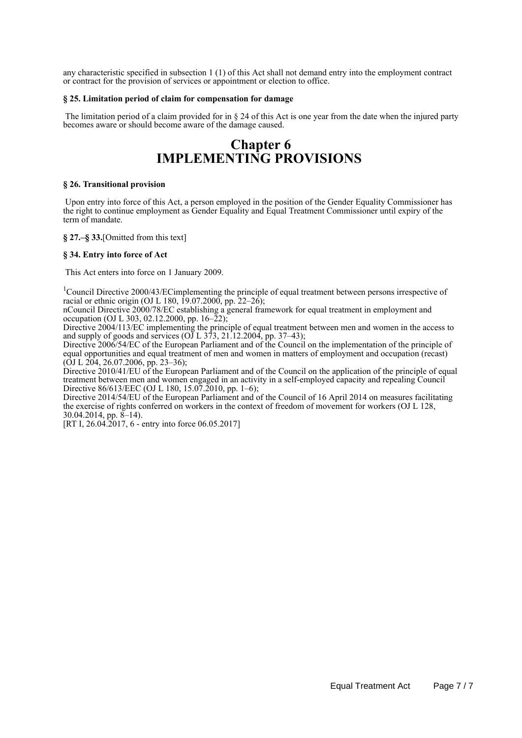any characteristic specified in subsection 1 (1) of this Act shall not demand entry into the employment contract or contract for the provision of services or appointment or election to office.

**§ 25. Limitation period of claim for compensation for damage**

The limitation period of a claim provided for in § 24 of this Act is one year from the date when the injured party becomes aware or should become aware of the damage caused.

# Chapter 6
# IMPLEMENTING PROVISIONS

**§ 26. Transitional provision**

Upon entry into force of this Act, a person employed in the position of the Gender Equality Commissioner has the right to continue employment as Gender Equality and Equal Treatment Commissioner until expiry of the term of mandate.

**§ 27.–§ 33.**[Omitted from this text]

**§ 34. Entry into force of Act**

This Act enters into force on 1 January 2009.

[1]Council Directive 2000/43/ECimplementing the principle of equal treatment between persons irrespective of racial or ethnic origin (OJ L 180, 19.07.2000, pp. 22–26);
nCouncil Directive 2000/78/EC establishing a general framework for equal treatment in employment and occupation (OJ L 303, 02.12.2000, pp. 16–22);
Directive 2004/113/EC implementing the principle of equal treatment between men and women in the access to and supply of goods and services (OJ L 373, 21.12.2004, pp. 37–43);
Directive 2006/54/EC of the European Parliament and of the Council on the implementation of the principle of equal opportunities and equal treatment of men and women in matters of employment and occupation (recast) (OJ L 204, 26.07.2006, pp. 23–36);
Directive 2010/41/EU of the European Parliament and of the Council on the application of the principle of equal treatment between men and women engaged in an activity in a self-employed capacity and repealing Council Directive 86/613/EEC (OJ L 180, 15.07.2010, pp. 1–6);
Directive 2014/54/EU of the European Parliament and of the Council of 16 April 2014 on measures facilitating the exercise of rights conferred on workers in the context of freedom of movement for workers (OJ L 128, 30.04.2014, pp. 8–14).
[RT I, 26.04.2017, 6 - entry into force 06.05.2017]